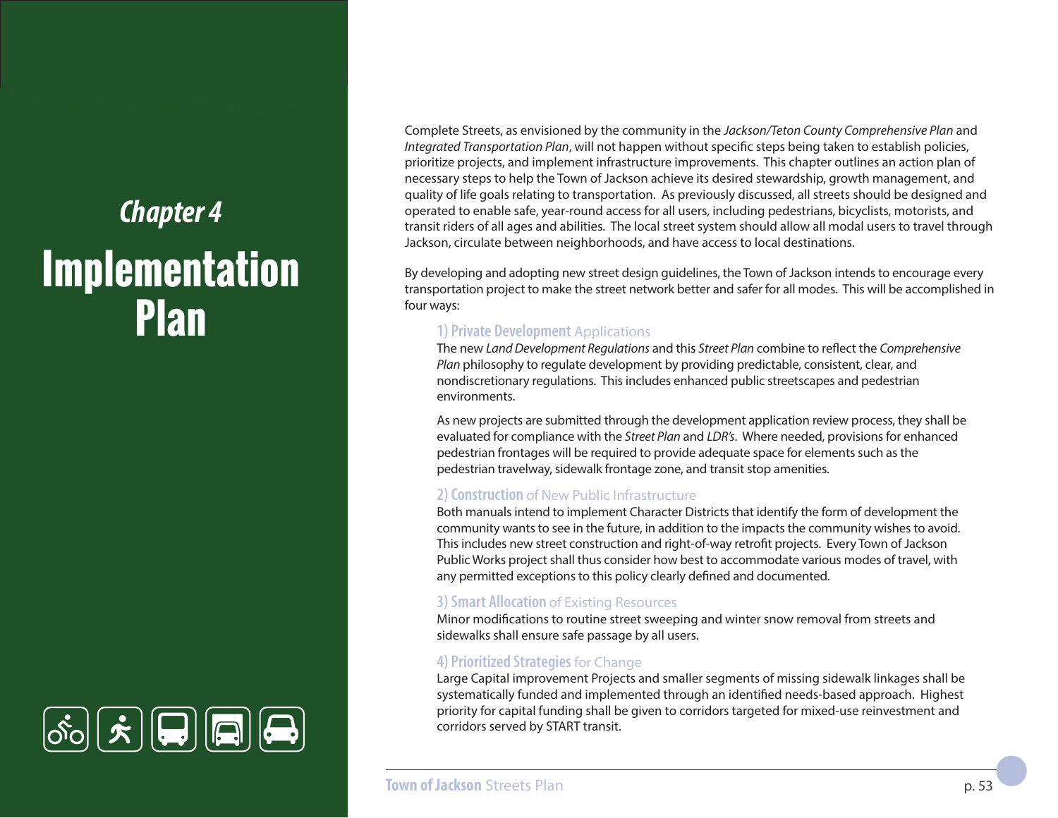# Chapter 4

# Implementation Plan

Complete Streets, as envisioned by the community in the *Jackson/Teton County Comprehensive Plan* and *Integrated Transportation Plan*, will not happen without specific steps being taken to establish policies, prioritize projects, and implement infrastructure improvements. This chapter outlines an action plan of necessary steps to help the Town of Jackson achieve its desired stewardship, growth management, and quality of life goals relating to transportation. As previously discussed, all streets should be designed and operated to enable safe, year-round access for all users, including pedestrians, bicyclists, motorists, and transit riders of all ages and abilities. The local street system should allow all modal users to travel through Jackson, circulate between neighborhoods, and have access to local destinations.

By developing and adopting new street design guidelines, the Town of Jackson intends to encourage every transportation project to make the street network better and safer for all modes. This will be accomplished in four ways:

### 1) Private Development Applications

The new *Land Development Regulations* and this *Street Plan* combine to reflect the *Comprehensive Plan* philosophy to regulate development by providing predictable, consistent, clear, and nondiscretionary regulations. This includes enhanced public streetscapes and pedestrian environments.

As new projects are submitted through the development application review process, they shall be evaluated for compliance with the *Street Plan* and *LDR's*. Where needed, provisions for enhanced pedestrian frontages will be required to provide adequate space for elements such as the pedestrian travelway, sidewalk frontage zone, and transit stop amenities.

### 2) Construction of New Public Infrastructure

Both manuals intend to implement Character Districts that identify the form of development the community wants to see in the future, in addition to the impacts the community wishes to avoid. This includes new street construction and right-of-way retrofit projects. Every Town of Jackson Public Works project shall thus consider how best to accommodate various modes of travel, with any permitted exceptions to this policy clearly defined and documented.

### 3) Smart Allocation of Existing Resources

Minor modifications to routine street sweeping and winter snow removal from streets and sidewalks shall ensure safe passage by all users.

### 4) Prioritized Strategies for Change

Large Capital improvement Projects and smaller segments of missing sidewalk linkages shall be systematically funded and implemented through an identified needs-based approach. Highest priority for capital funding shall be given to corridors targeted for mixed-use reinvestment and corridors served by START transit.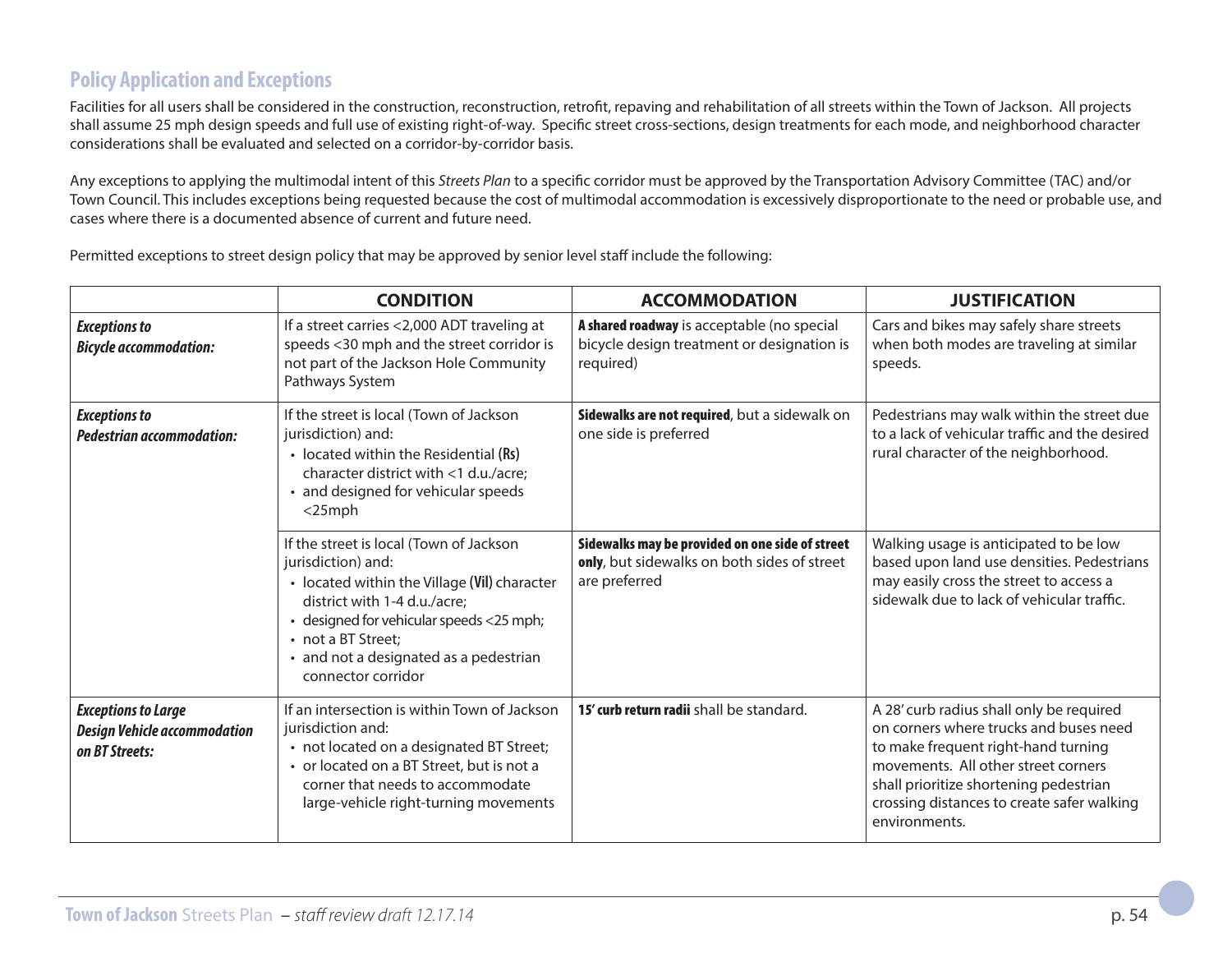## Policy Application and Exceptions

Facilities for all users shall be considered in the construction, reconstruction, retrofit, repaving and rehabilitation of all streets within the Town of Jackson. All projects shall assume 25 mph design speeds and full use of existing right-of-way. Specific street cross-sections, design treatments for each mode, and neighborhood character considerations shall be evaluated and selected on a corridor-by-corridor basis.

Any exceptions to applying the multimodal intent of this *Streets Plan* to a specific corridor must be approved by the Transportation Advisory Committee (TAC) and/or Town Council. This includes exceptions being requested because the cost of multimodal accommodation is excessively disproportionate to the need or probable use, and cases where there is a documented absence of current and future need.

Permitted exceptions to street design policy that may be approved by senior level staff include the following:

| | CONDITION | ACCOMMODATION | JUSTIFICATION |
|---|---|---|---|
| ***Exceptions to Bicycle accommodation:*** | If a street carries <2,000 ADT traveling at speeds <30 mph and the street corridor is not part of the Jackson Hole Community Pathways System | **A shared roadway** is acceptable (no special bicycle design treatment or designation is required) | Cars and bikes may safely share streets when both modes are traveling at similar speeds. |
| ***Exceptions to Pedestrian accommodation:*** | If the street is local (Town of Jackson jurisdiction) and:<br>• located within the Residential **(Rs)** character district with <1 d.u./acre;<br>• and designed for vehicular speeds <25mph | **Sidewalks are not required**, but a sidewalk on one side is preferred | Pedestrians may walk within the street due to a lack of vehicular traffic and the desired rural character of the neighborhood. |
| | If the street is local (Town of Jackson jurisdiction) and:<br>• located within the Village **(Vil)** character district with 1-4 d.u./acre;<br>• designed for vehicular speeds <25 mph;<br>• not a BT Street;<br>• and not a designated as a pedestrian connector corridor | **Sidewalks may be provided on one side of street only**, but sidewalks on both sides of street are preferred | Walking usage is anticipated to be low based upon land use densities. Pedestrians may easily cross the street to access a sidewalk due to lack of vehicular traffic. |
| ***Exceptions to Large Design Vehicle accommodation on BT Streets:*** | If an intersection is within Town of Jackson jurisdiction and:<br>• not located on a designated BT Street;<br>• or located on a BT Street, but is not a corner that needs to accommodate large-vehicle right-turning movements | **15' curb return radii** shall be standard. | A 28' curb radius shall only be required on corners where trucks and buses need to make frequent right-hand turning movements. All other street corners shall prioritize shortening pedestrian crossing distances to create safer walking environments. |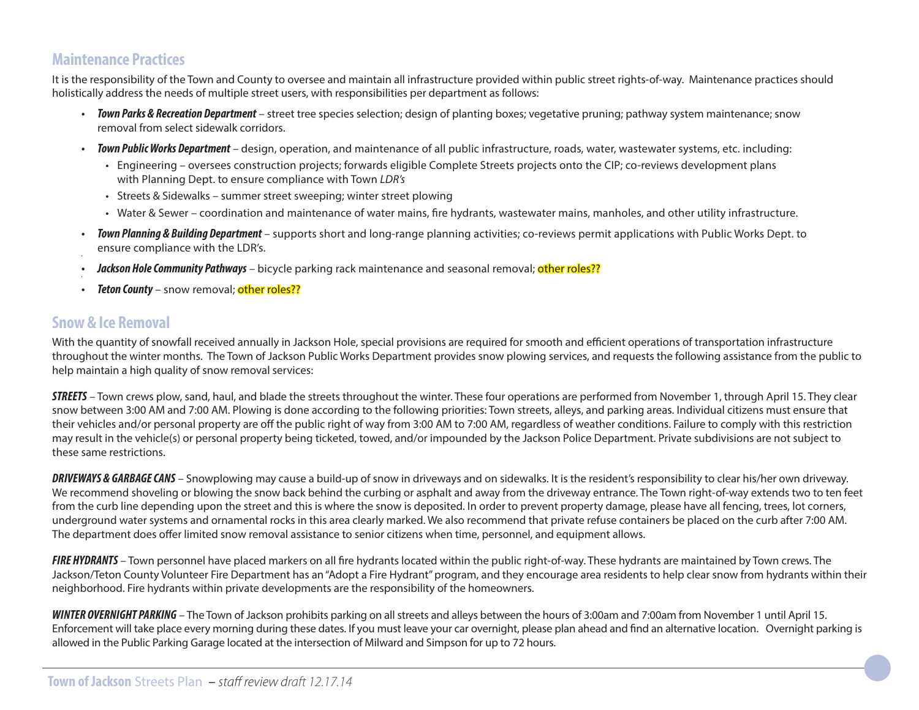## Maintenance Practices

It is the responsibility of the Town and County to oversee and maintain all infrastructure provided within public street rights-of-way. Maintenance practices should holistically address the needs of multiple street users, with responsibilities per department as follows:

- ***Town Parks & Recreation Department*** – street tree species selection; design of planting boxes; vegetative pruning; pathway system maintenance; snow removal from select sidewalk corridors.
- ***Town Public Works Department*** – design, operation, and maintenance of all public infrastructure, roads, water, wastewater systems, etc. including:
  - Engineering – oversees construction projects; forwards eligible Complete Streets projects onto the CIP; co-reviews development plans with Planning Dept. to ensure compliance with Town *LDR's*
  - Streets & Sidewalks – summer street sweeping; winter street plowing
  - Water & Sewer – coordination and maintenance of water mains, fire hydrants, wastewater mains, manholes, and other utility infrastructure.
- ***Town Planning & Building Department*** – supports short and long-range planning activities; co-reviews permit applications with Public Works Dept. to ensure compliance with the LDR's.
- ***Jackson Hole Community Pathways*** – bicycle parking rack maintenance and seasonal removal; **other roles??**
- ***Teton County*** – snow removal; **other roles??**

## Snow & Ice Removal

With the quantity of snowfall received annually in Jackson Hole, special provisions are required for smooth and efficient operations of transportation infrastructure throughout the winter months. The Town of Jackson Public Works Department provides snow plowing services, and requests the following assistance from the public to help maintain a high quality of snow removal services:

***STREETS*** – Town crews plow, sand, haul, and blade the streets throughout the winter. These four operations are performed from November 1, through April 15. They clear snow between 3:00 AM and 7:00 AM. Plowing is done according to the following priorities: Town streets, alleys, and parking areas. Individual citizens must ensure that their vehicles and/or personal property are off the public right of way from 3:00 AM to 7:00 AM, regardless of weather conditions. Failure to comply with this restriction may result in the vehicle(s) or personal property being ticketed, towed, and/or impounded by the Jackson Police Department. Private subdivisions are not subject to these same restrictions.

***DRIVEWAYS & GARBAGE CANS*** – Snowplowing may cause a build-up of snow in driveways and on sidewalks. It is the resident's responsibility to clear his/her own driveway. We recommend shoveling or blowing the snow back behind the curbing or asphalt and away from the driveway entrance. The Town right-of-way extends two to ten feet from the curb line depending upon the street and this is where the snow is deposited. In order to prevent property damage, please have all fencing, trees, lot corners, underground water systems and ornamental rocks in this area clearly marked. We also recommend that private refuse containers be placed on the curb after 7:00 AM. The department does offer limited snow removal assistance to senior citizens when time, personnel, and equipment allows.

***FIRE HYDRANTS*** – Town personnel have placed markers on all fire hydrants located within the public right-of-way. These hydrants are maintained by Town crews. The Jackson/Teton County Volunteer Fire Department has an "Adopt a Fire Hydrant" program, and they encourage area residents to help clear snow from hydrants within their neighborhood. Fire hydrants within private developments are the responsibility of the homeowners.

***WINTER OVERNIGHT PARKING*** – The Town of Jackson prohibits parking on all streets and alleys between the hours of 3:00am and 7:00am from November 1 until April 15. Enforcement will take place every morning during these dates. If you must leave your car overnight, please plan ahead and find an alternative location. Overnight parking is allowed in the Public Parking Garage located at the intersection of Milward and Simpson for up to 72 hours.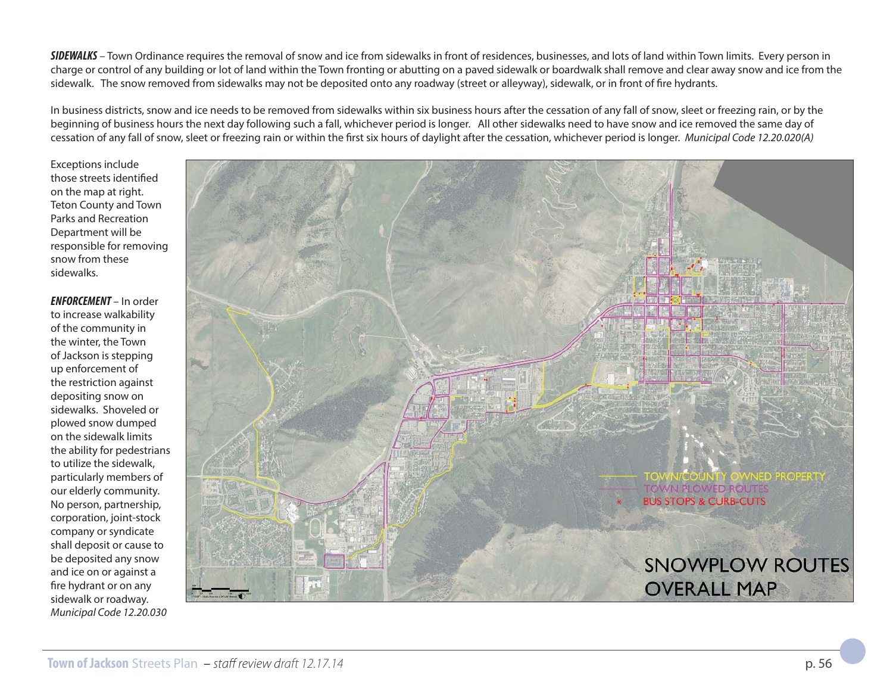***SIDEWALKS*** – Town Ordinance requires the removal of snow and ice from sidewalks in front of residences, businesses, and lots of land within Town limits. Every person in charge or control of any building or lot of land within the Town fronting or abutting on a paved sidewalk or boardwalk shall remove and clear away snow and ice from the sidewalk. The snow removed from sidewalks may not be deposited onto any roadway (street or alleyway), sidewalk, or in front of fire hydrants.

In business districts, snow and ice needs to be removed from sidewalks within six business hours after the cessation of any fall of snow, sleet or freezing rain, or by the beginning of business hours the next day following such a fall, whichever period is longer. All other sidewalks need to have snow and ice removed the same day of cessation of any fall of snow, sleet or freezing rain or within the first six hours of daylight after the cessation, whichever period is longer. *Municipal Code 12.20.020(A)*

Exceptions include those streets identified on the map at right. Teton County and Town Parks and Recreation Department will be responsible for removing snow from these sidewalks.

***ENFORCEMENT*** – In order to increase walkability of the community in the winter, the Town of Jackson is stepping up enforcement of the restriction against depositing snow on sidewalks. Shoveled or plowed snow dumped on the sidewalk limits the ability for pedestrians to utilize the sidewalk, particularly members of our elderly community. No person, partnership, corporation, joint-stock company or syndicate shall deposit or cause to be deposited any snow and ice on or against a fire hydrant or on any sidewalk or roadway. *Municipal Code 12.20.030*

SNOWPLOW ROUTES OVERALL MAP

TOWN/COUNTY OWNED PROPERTY
TOWN PLOWED ROUTES
BUS STOPS & CURB-CUTS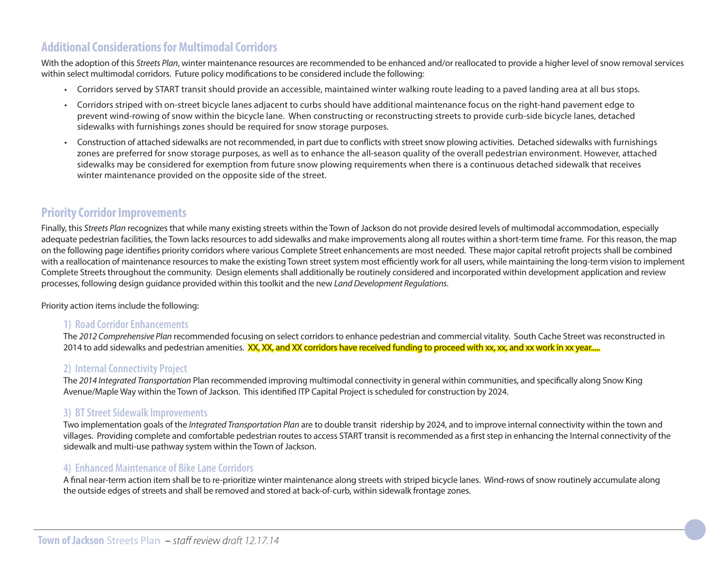## Additional Considerations for Multimodal Corridors

With the adoption of this *Streets Plan*, winter maintenance resources are recommended to be enhanced and/or reallocated to provide a higher level of snow removal services within select multimodal corridors. Future policy modifications to be considered include the following:

- Corridors served by START transit should provide an accessible, maintained winter walking route leading to a paved landing area at all bus stops.
- Corridors striped with on-street bicycle lanes adjacent to curbs should have additional maintenance focus on the right-hand pavement edge to prevent wind-rowing of snow within the bicycle lane. When constructing or reconstructing streets to provide curb-side bicycle lanes, detached sidewalks with furnishings zones should be required for snow storage purposes.
- Construction of attached sidewalks are not recommended, in part due to conflicts with street snow plowing activities. Detached sidewalks with furnishings zones are preferred for snow storage purposes, as well as to enhance the all-season quality of the overall pedestrian environment. However, attached sidewalks may be considered for exemption from future snow plowing requirements when there is a continuous detached sidewalk that receives winter maintenance provided on the opposite side of the street.

## Priority Corridor Improvements

Finally, this *Streets Plan* recognizes that while many existing streets within the Town of Jackson do not provide desired levels of multimodal accommodation, especially adequate pedestrian facilities, the Town lacks resources to add sidewalks and make improvements along all routes within a short-term time frame. For this reason, the map on the following page identifies priority corridors where various Complete Street enhancements are most needed. These major capital retrofit projects shall be combined with a reallocation of maintenance resources to make the existing Town street system most efficiently work for all users, while maintaining the long-term vision to implement Complete Streets throughout the community. Design elements shall additionally be routinely considered and incorporated within development application and review processes, following design guidance provided within this toolkit and the new *Land Development Regulations*.

Priority action items include the following:

### 1) Road Corridor Enhancements

The *2012 Comprehensive Plan* recommended focusing on select corridors to enhance pedestrian and commercial vitality. South Cache Street was reconstructed in 2014 to add sidewalks and pedestrian amenities. XX, XX, and XX corridors have received funding to proceed with xx, xx, and xx work in xx year.....

### 2) Internal Connectivity Project

The *2014 Integrated Transportation* Plan recommended improving multimodal connectivity in general within communities, and specifically along Snow King Avenue/Maple Way within the Town of Jackson. This identified ITP Capital Project is scheduled for construction by 2024.

### 3) BT Street Sidewalk Improvements

Two implementation goals of the *Integrated Transportation Plan* are to double transit ridership by 2024, and to improve internal connectivity within the town and villages. Providing complete and comfortable pedestrian routes to access START transit is recommended as a first step in enhancing the Internal connectivity of the sidewalk and multi-use pathway system within the Town of Jackson.

### 4) Enhanced Maintenance of Bike Lane Corridors

A final near-term action item shall be to re-prioritize winter maintenance along streets with striped bicycle lanes. Wind-rows of snow routinely accumulate along the outside edges of streets and shall be removed and stored at back-of-curb, within sidewalk frontage zones.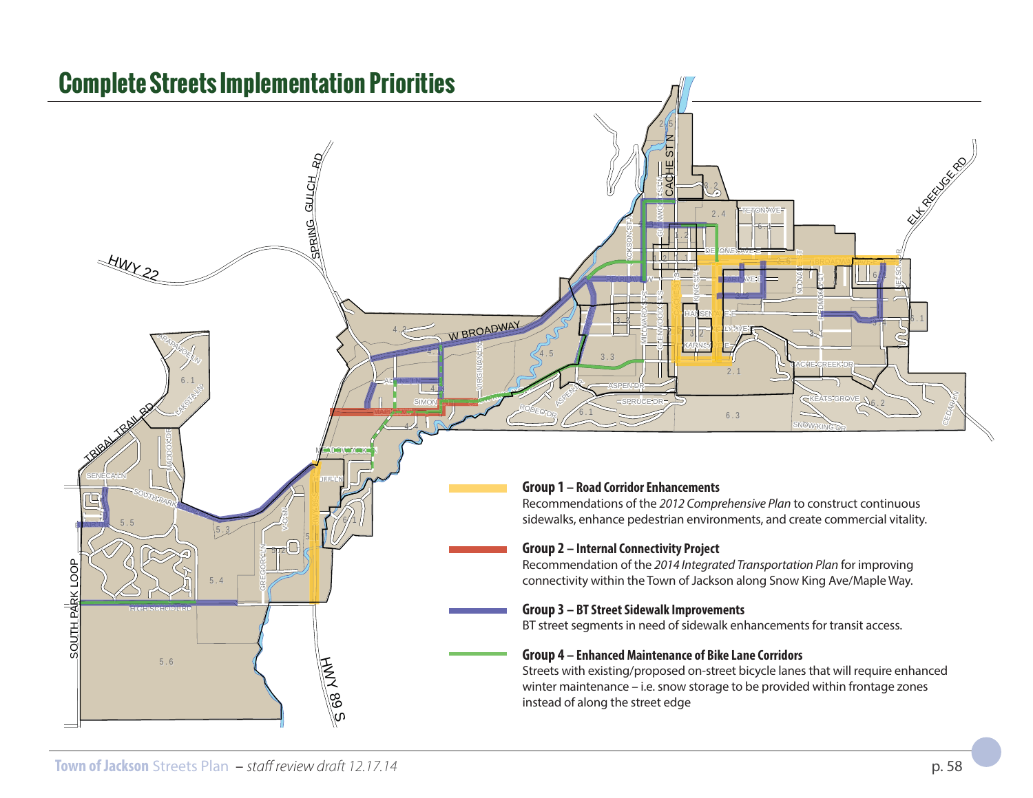# Complete Streets Implementation Priorities

**Group 1 – Road Corridor Enhancements**
Recommendations of the *2012 Comprehensive Plan* to construct continuous sidewalks, enhance pedestrian environments, and create commercial vitality.

**Group 2 – Internal Connectivity Project**
Recommendation of the *2014 Integrated Transportation Plan* for improving connectivity within the Town of Jackson along Snow King Ave/Maple Way.

**Group 3 – BT Street Sidewalk Improvements**
BT street segments in need of sidewalk enhancements for transit access.

**Group 4 – Enhanced Maintenance of Bike Lane Corridors**
Streets with existing/proposed on-street bicycle lanes that will require enhanced winter maintenance – i.e. snow storage to be provided within frontage zones instead of along the street edge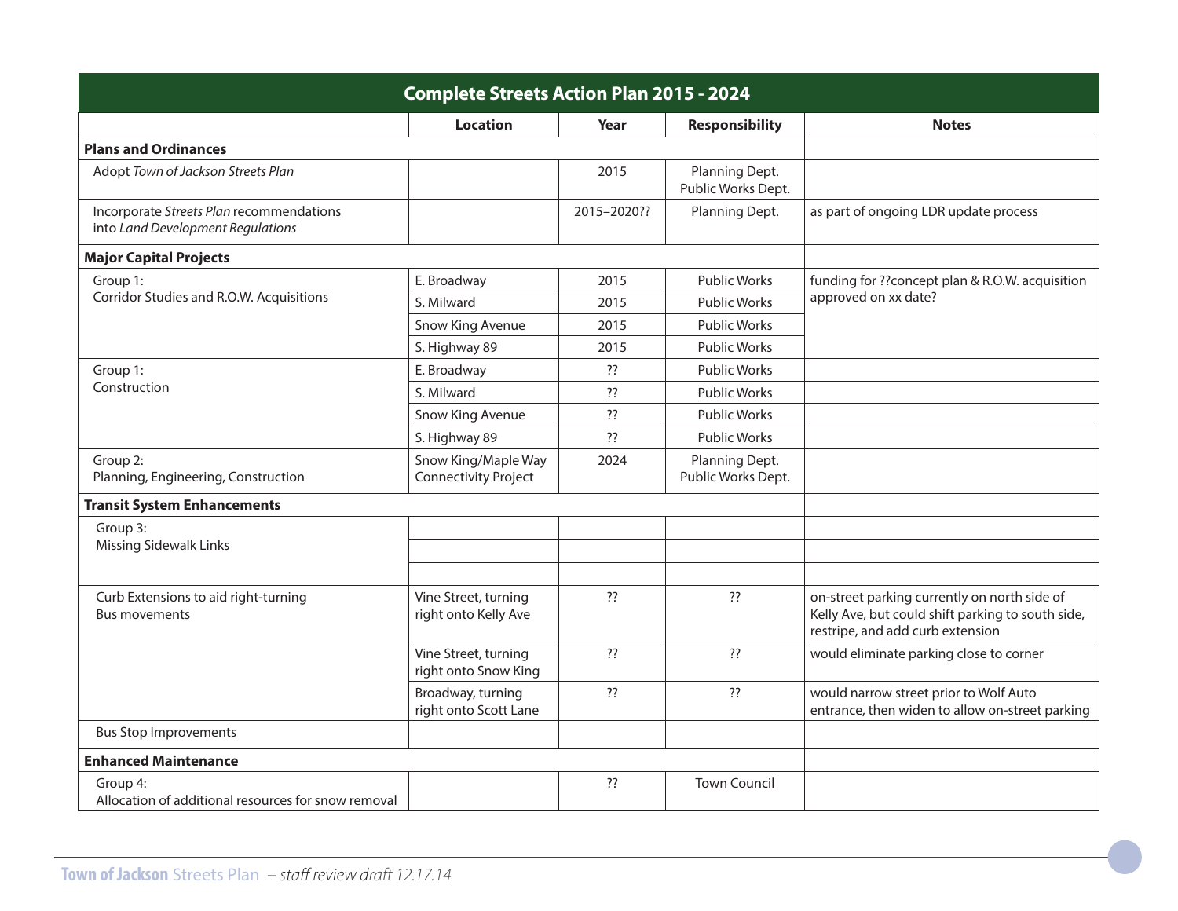| Complete Streets Action Plan 2015 - 2024 | | | | |
|---|---|---|---|---|
| | **Location** | **Year** | **Responsibility** | **Notes** |
| **Plans and Ordinances** | | | | |
| Adopt *Town of Jackson Streets Plan* | | 2015 | Planning Dept.<br>Public Works Dept. | |
| Incorporate *Streets Plan* recommendations into *Land Development Regulations* | | 2015–2020?? | Planning Dept. | as part of ongoing LDR update process |
| **Major Capital Projects** | | | | |
| Group 1:<br>Corridor Studies and R.O.W. Acquisitions | E. Broadway | 2015 | Public Works | funding for ??concept plan & R.O.W. acquisition approved on xx date? |
| | S. Milward | 2015 | Public Works | |
| | Snow King Avenue | 2015 | Public Works | |
| | S. Highway 89 | 2015 | Public Works | |
| Group 1:<br>Construction | E. Broadway | ?? | Public Works | |
| | S. Milward | ?? | Public Works | |
| | Snow King Avenue | ?? | Public Works | |
| | S. Highway 89 | ?? | Public Works | |
| Group 2:<br>Planning, Engineering, Construction | Snow King/Maple Way Connectivity Project | 2024 | Planning Dept.<br>Public Works Dept. | |
| **Transit System Enhancements** | | | | |
| Group 3:<br>Missing Sidewalk Links | | | | |
| | | | | |
| | | | | |
| Curb Extensions to aid right-turning Bus movements | Vine Street, turning right onto Kelly Ave | ?? | ?? | on-street parking currently on north side of Kelly Ave, but could shift parking to south side, restripe, and add curb extension |
| | Vine Street, turning right onto Snow King | ?? | ?? | would eliminate parking close to corner |
| | Broadway, turning right onto Scott Lane | ?? | ?? | would narrow street prior to Wolf Auto entrance, then widen to allow on-street parking |
| Bus Stop Improvements | | | | |
| **Enhanced Maintenance** | | | | |
| Group 4:<br>Allocation of additional resources for snow removal | | ?? | Town Council | |